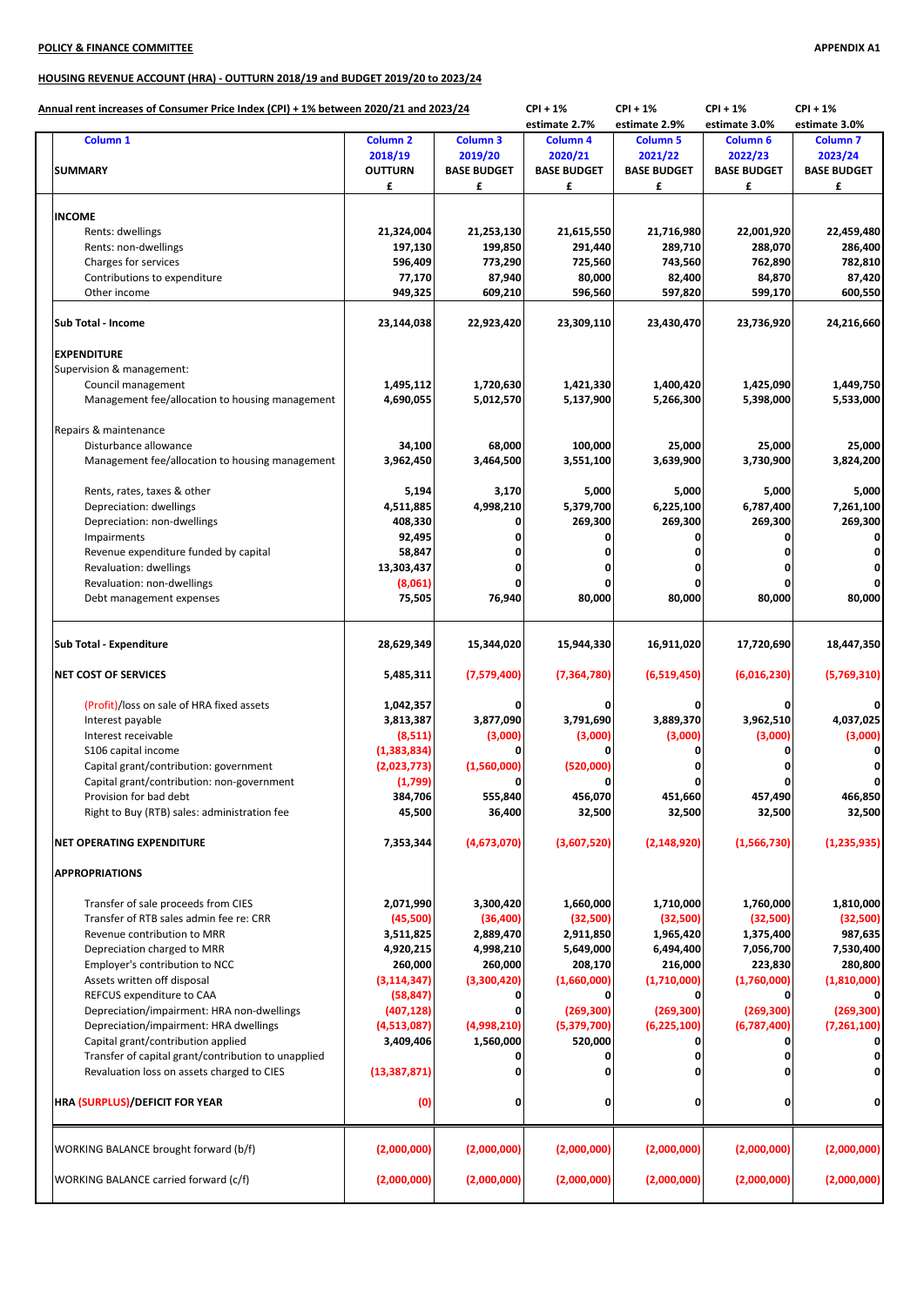**POLICY & FINANCE COMMITTEE** **APPENDIX A1**

**HOUSING REVENUE ACCOUNT (HRA) - OUTTURN 2018/19 and BUDGET 2019/20 to 2023/24**

**Annual rent increases of Consumer Price Index (CPI) + 1% between 2020/21 and 2023/24**

| | | | CPI + 1% estimate 2.7% | CPI + 1% estimate 2.9% | CPI + 1% estimate 3.0% | CPI + 1% estimate 3.0% |
|---|---|---|---|---|---|---|
| **Column 1** | **Column 2** | **Column 3** | **Column 4** | **Column 5** | **Column 6** | **Column 7** |
| | **2018/19** | **2019/20** | **2020/21** | **2021/22** | **2022/23** | **2023/24** |
| **SUMMARY** | **OUTTURN** | **BASE BUDGET** | **BASE BUDGET** | **BASE BUDGET** | **BASE BUDGET** | **BASE BUDGET** |
| | **£** | **£** | **£** | **£** | **£** | **£** |
| **INCOME** | | | | | | |
| Rents: dwellings | 21,324,004 | 21,253,130 | 21,615,550 | 21,716,980 | 22,001,920 | 22,459,480 |
| Rents: non-dwellings | 197,130 | 199,850 | 291,440 | 289,710 | 288,070 | 286,400 |
| Charges for services | 596,409 | 773,290 | 725,560 | 743,560 | 762,890 | 782,810 |
| Contributions to expenditure | 77,170 | 87,940 | 80,000 | 82,400 | 84,870 | 87,420 |
| Other income | 949,325 | 609,210 | 596,560 | 597,820 | 599,170 | 600,550 |
| **Sub Total - Income** | **23,144,038** | **22,923,420** | **23,309,110** | **23,430,470** | **23,736,920** | **24,216,660** |
| **EXPENDITURE** | | | | | | |
| Supervision & management: | | | | | | |
| Council management | 1,495,112 | 1,720,630 | 1,421,330 | 1,400,420 | 1,425,090 | 1,449,750 |
| Management fee/allocation to housing management | 4,690,055 | 5,012,570 | 5,137,900 | 5,266,300 | 5,398,000 | 5,533,000 |
| Repairs & maintenance | | | | | | |
| Disturbance allowance | 34,100 | 68,000 | 100,000 | 25,000 | 25,000 | 25,000 |
| Management fee/allocation to housing management | 3,962,450 | 3,464,500 | 3,551,100 | 3,639,900 | 3,730,900 | 3,824,200 |
| Rents, rates, taxes & other | 5,194 | 3,170 | 5,000 | 5,000 | 5,000 | 5,000 |
| Depreciation: dwellings | 4,511,885 | 4,998,210 | 5,379,700 | 6,225,100 | 6,787,400 | 7,261,100 |
| Depreciation: non-dwellings | 408,330 | 0 | 269,300 | 269,300 | 269,300 | 269,300 |
| Impairments | 92,495 | 0 | 0 | 0 | 0 | 0 |
| Revenue expenditure funded by capital | 58,847 | 0 | 0 | 0 | 0 | 0 |
| Revaluation: dwellings | 13,303,437 | 0 | 0 | 0 | 0 | 0 |
| Revaluation: non-dwellings | (8,061) | 0 | 0 | 0 | 0 | 0 |
| Debt management expenses | 75,505 | 76,940 | 80,000 | 80,000 | 80,000 | 80,000 |
| **Sub Total - Expenditure** | **28,629,349** | **15,344,020** | **15,944,330** | **16,911,020** | **17,720,690** | **18,447,350** |
| **NET COST OF SERVICES** | **5,485,311** | **(7,579,400)** | **(7,364,780)** | **(6,519,450)** | **(6,016,230)** | **(5,769,310)** |
| (Profit)/loss on sale of HRA fixed assets | 1,042,357 | 0 | 0 | 0 | 0 | 0 |
| Interest payable | 3,813,387 | 3,877,090 | 3,791,690 | 3,889,370 | 3,962,510 | 4,037,025 |
| Interest receivable | (8,511) | (3,000) | (3,000) | (3,000) | (3,000) | (3,000) |
| S106 capital income | (1,383,834) | 0 | 0 | 0 | 0 | 0 |
| Capital grant/contribution: government | (2,023,773) | (1,560,000) | (520,000) | 0 | 0 | 0 |
| Capital grant/contribution: non-government | (1,799) | 0 | 0 | 0 | 0 | 0 |
| Provision for bad debt | 384,706 | 555,840 | 456,070 | 451,660 | 457,490 | 466,850 |
| Right to Buy (RTB) sales: administration fee | 45,500 | 36,400 | 32,500 | 32,500 | 32,500 | 32,500 |
| **NET OPERATING EXPENDITURE** | **7,353,344** | **(4,673,070)** | **(3,607,520)** | **(2,148,920)** | **(1,566,730)** | **(1,235,935)** |
| **APPROPRIATIONS** | | | | | | |
| Transfer of sale proceeds from CIES | 2,071,990 | 3,300,420 | 1,660,000 | 1,710,000 | 1,760,000 | 1,810,000 |
| Transfer of RTB sales admin fee re: CRR | (45,500) | (36,400) | (32,500) | (32,500) | (32,500) | (32,500) |
| Revenue contribution to MRR | 3,511,825 | 2,889,470 | 2,911,850 | 1,965,420 | 1,375,400 | 987,635 |
| Depreciation charged to MRR | 4,920,215 | 4,998,210 | 5,649,000 | 6,494,400 | 7,056,700 | 7,530,400 |
| Employer's contribution to NCC | 260,000 | 260,000 | 208,170 | 216,000 | 223,830 | 280,800 |
| Assets written off disposal | (3,114,347) | (3,300,420) | (1,660,000) | (1,710,000) | (1,760,000) | (1,810,000) |
| REFCUS expenditure to CAA | (58,847) | 0 | 0 | 0 | 0 | 0 |
| Depreciation/impairment: HRA non-dwellings | (407,128) | 0 | (269,300) | (269,300) | (269,300) | (269,300) |
| Depreciation/impairment: HRA dwellings | (4,513,087) | (4,998,210) | (5,379,700) | (6,225,100) | (6,787,400) | (7,261,100) |
| Capital grant/contribution applied | 3,409,406 | 1,560,000 | 520,000 | 0 | 0 | 0 |
| Transfer of capital grant/contribution to unapplied | | 0 | 0 | 0 | 0 | 0 |
| Revaluation loss on assets charged to CIES | (13,387,871) | 0 | 0 | 0 | 0 | 0 |
| **HRA (SURPLUS)/DEFICIT FOR YEAR** | **(0)** | **0** | **0** | **0** | **0** | **0** |
| WORKING BALANCE brought forward (b/f) | **(2,000,000)** | **(2,000,000)** | **(2,000,000)** | **(2,000,000)** | **(2,000,000)** | **(2,000,000)** |
| WORKING BALANCE carried forward (c/f) | **(2,000,000)** | **(2,000,000)** | **(2,000,000)** | **(2,000,000)** | **(2,000,000)** | **(2,000,000)** |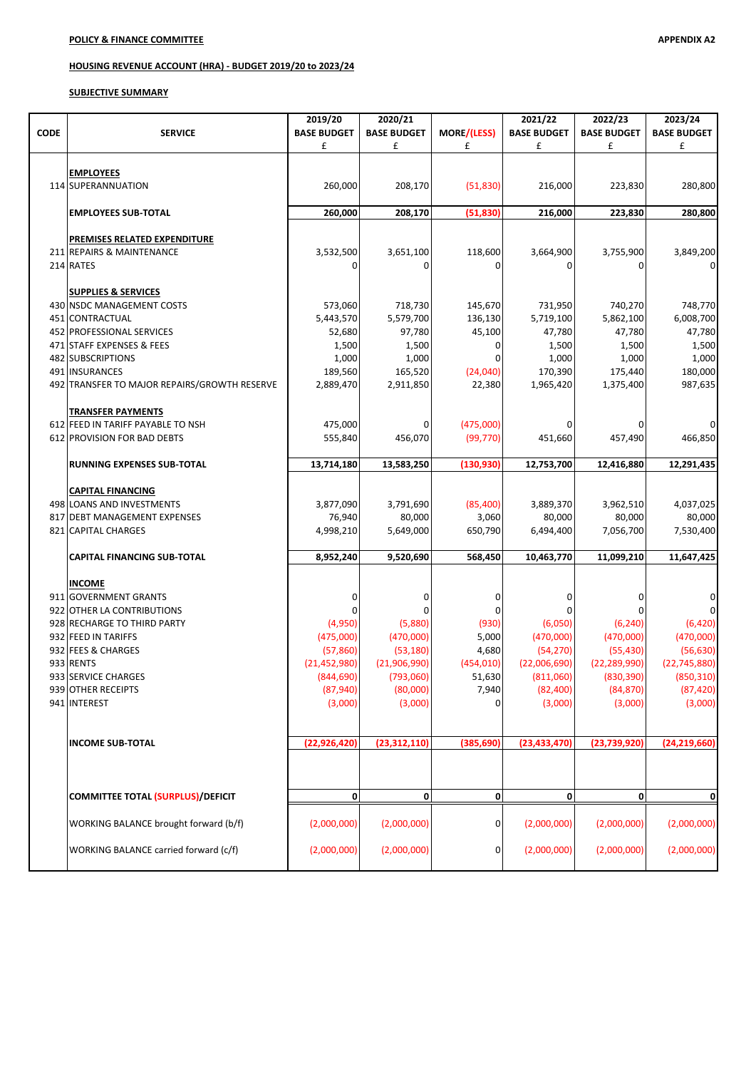**POLICY & FINANCE COMMITTEE**

**APPENDIX A2**

**HOUSING REVENUE ACCOUNT (HRA) - BUDGET 2019/20 to 2023/24**

**SUBJECTIVE SUMMARY**

| CODE | SERVICE | 2019/20 BASE BUDGET £ | 2020/21 BASE BUDGET £ | MORE/(LESS) £ | 2021/22 BASE BUDGET £ | 2022/23 BASE BUDGET £ | 2023/24 BASE BUDGET £ |
|---|---|---|---|---|---|---|---|
| | **EMPLOYEES** | | | | | | |
| 114 | SUPERANNUATION | 260,000 | 208,170 | (51,830) | 216,000 | 223,830 | 280,800 |
| | **EMPLOYEES SUB-TOTAL** | **260,000** | **208,170** | **(51,830)** | **216,000** | **223,830** | **280,800** |
| | **PREMISES RELATED EXPENDITURE** | | | | | | |
| 211 | REPAIRS & MAINTENANCE | 3,532,500 | 3,651,100 | 118,600 | 3,664,900 | 3,755,900 | 3,849,200 |
| 214 | RATES | 0 | 0 | 0 | 0 | 0 | 0 |
| | **SUPPLIES & SERVICES** | | | | | | |
| 430 | NSDC MANAGEMENT COSTS | 573,060 | 718,730 | 145,670 | 731,950 | 740,270 | 748,770 |
| 451 | CONTRACTUAL | 5,443,570 | 5,579,700 | 136,130 | 5,719,100 | 5,862,100 | 6,008,700 |
| 452 | PROFESSIONAL SERVICES | 52,680 | 97,780 | 45,100 | 47,780 | 47,780 | 47,780 |
| 471 | STAFF EXPENSES & FEES | 1,500 | 1,500 | 0 | 1,500 | 1,500 | 1,500 |
| 482 | SUBSCRIPTIONS | 1,000 | 1,000 | 0 | 1,000 | 1,000 | 1,000 |
| 491 | INSURANCES | 189,560 | 165,520 | (24,040) | 170,390 | 175,440 | 180,000 |
| 492 | TRANSFER TO MAJOR REPAIRS/GROWTH RESERVE | 2,889,470 | 2,911,850 | 22,380 | 1,965,420 | 1,375,400 | 987,635 |
| | **TRANSFER PAYMENTS** | | | | | | |
| 612 | FEED IN TARIFF PAYABLE TO NSH | 475,000 | 0 | (475,000) | 0 | 0 | 0 |
| 612 | PROVISION FOR BAD DEBTS | 555,840 | 456,070 | (99,770) | 451,660 | 457,490 | 466,850 |
| | **RUNNING EXPENSES SUB-TOTAL** | **13,714,180** | **13,583,250** | **(130,930)** | **12,753,700** | **12,416,880** | **12,291,435** |
| | **CAPITAL FINANCING** | | | | | | |
| 498 | LOANS AND INVESTMENTS | 3,877,090 | 3,791,690 | (85,400) | 3,889,370 | 3,962,510 | 4,037,025 |
| 817 | DEBT MANAGEMENT EXPENSES | 76,940 | 80,000 | 3,060 | 80,000 | 80,000 | 80,000 |
| 821 | CAPITAL CHARGES | 4,998,210 | 5,649,000 | 650,790 | 6,494,400 | 7,056,700 | 7,530,400 |
| | **CAPITAL FINANCING SUB-TOTAL** | **8,952,240** | **9,520,690** | **568,450** | **10,463,770** | **11,099,210** | **11,647,425** |
| | **INCOME** | | | | | | |
| 911 | GOVERNMENT GRANTS | 0 | 0 | 0 | 0 | 0 | 0 |
| 922 | OTHER LA CONTRIBUTIONS | 0 | 0 | 0 | 0 | 0 | 0 |
| 928 | RECHARGE TO THIRD PARTY | (4,950) | (5,880) | (930) | (6,050) | (6,240) | (6,420) |
| 932 | FEED IN TARIFFS | (475,000) | (470,000) | 5,000 | (470,000) | (470,000) | (470,000) |
| 932 | FEES & CHARGES | (57,860) | (53,180) | 4,680 | (54,270) | (55,430) | (56,630) |
| 933 | RENTS | (21,452,980) | (21,906,990) | (454,010) | (22,006,690) | (22,289,990) | (22,745,880) |
| 933 | SERVICE CHARGES | (844,690) | (793,060) | 51,630 | (811,060) | (830,390) | (850,310) |
| 939 | OTHER RECEIPTS | (87,940) | (80,000) | 7,940 | (82,400) | (84,870) | (87,420) |
| 941 | INTEREST | (3,000) | (3,000) | 0 | (3,000) | (3,000) | (3,000) |
| | **INCOME SUB-TOTAL** | **(22,926,420)** | **(23,312,110)** | **(385,690)** | **(23,433,470)** | **(23,739,920)** | **(24,219,660)** |
| | **COMMITTEE TOTAL (SURPLUS)/DEFICIT** | **0** | **0** | **0** | **0** | **0** | **0** |
| | WORKING BALANCE brought forward (b/f) | (2,000,000) | (2,000,000) | 0 | (2,000,000) | (2,000,000) | (2,000,000) |
| | WORKING BALANCE carried forward (c/f) | (2,000,000) | (2,000,000) | 0 | (2,000,000) | (2,000,000) | (2,000,000) |